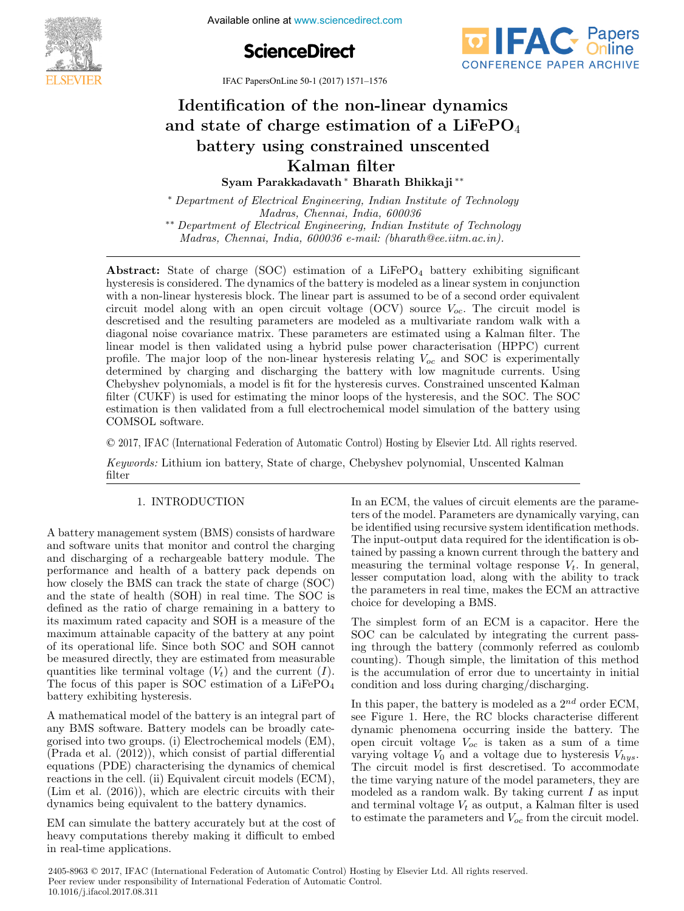# Identification of the non-linear dynamics and state of charge estimation of a $LiFePO_4$ battery using constrained unscented Kalman filter

**Syam Parakkadavath** [*] **Bharath Bhikkaji** [**]

[*] *Department of Electrical Engineering, Indian Institute of Technology Madras, Chennai, India, 600036*

[**] *Department of Electrical Engineering, Indian Institute of Technology Madras, Chennai, India, 600036 e-mail: (bharath@ee.iitm.ac.in).*

**Abstract:** State of charge (SOC) estimation of a $LiFePO_4$ battery exhibiting significant hysteresis is considered. The dynamics of the battery is modeled as a linear system in conjunction with a non-linear hysteresis block. The linear part is assumed to be of a second order equivalent circuit model along with an open circuit voltage (OCV) source $V_{oc}$. The circuit model is descretised and the resulting parameters are modeled as a multivariate random walk with a diagonal noise covariance matrix. These parameters are estimated using a Kalman filter. The linear model is then validated using a hybrid pulse power characterisation (HPPC) current profile. The major loop of the non-linear hysteresis relating $V_{oc}$ and SOC is experimentally determined by charging and discharging the battery with low magnitude currents. Using Chebyshev polynomials, a model is fit for the hysteresis curves. Constrained unscented Kalman filter (CUKF) is used for estimating the minor loops of the hysteresis, and the SOC. The SOC estimation is then validated from a full electrochemical model simulation of the battery using COMSOL software.

© 2017, IFAC (International Federation of Automatic Control) Hosting by Elsevier Ltd. All rights reserved.

*Keywords:* Lithium ion battery, State of charge, Chebyshev polynomial, Unscented Kalman filter

## 1. INTRODUCTION

A battery management system (BMS) consists of hardware and software units that monitor and control the charging and discharging of a rechargeable battery module. The performance and health of a battery pack depends on how closely the BMS can track the state of charge (SOC) and the state of health (SOH) in real time. The SOC is defined as the ratio of charge remaining in a battery to its maximum rated capacity and SOH is a measure of the maximum attainable capacity of the battery at any point of its operational life. Since both SOC and SOH cannot be measured directly, they are estimated from measurable quantities like terminal voltage ($V_t$) and the current ($I$). The focus of this paper is SOC estimation of a $LiFePO_4$ battery exhibiting hysteresis.

A mathematical model of the battery is an integral part of any BMS software. Battery models can be broadly categorised into two groups. (i) Electrochemical models (EM), (Prada et al. (2012)), which consist of partial differential equations (PDE) characterising the dynamics of chemical reactions in the cell. (ii) Equivalent circuit models (ECM), (Lim et al. (2016)), which are electric circuits with their dynamics being equivalent to the battery dynamics.

EM can simulate the battery accurately but at the cost of heavy computations thereby making it difficult to embed in real-time applications.

In an ECM, the values of circuit elements are the parameters of the model. Parameters are dynamically varying, can be identified using recursive system identification methods. The input-output data required for the identification is obtained by passing a known current through the battery and measuring the terminal voltage response $V_t$. In general, lesser computation load, along with the ability to track the parameters in real time, makes the ECM an attractive choice for developing a BMS.

The simplest form of an ECM is a capacitor. Here the SOC can be calculated by integrating the current passing through the battery (commonly referred as coulomb counting). Though simple, the limitation of this method is the accumulation of error due to uncertainty in initial condition and loss during charging/discharging.

In this paper, the battery is modeled as a $2^{nd}$ order ECM, see Figure 1. Here, the RC blocks characterise different dynamic phenomena occurring inside the battery. The open circuit voltage $V_{oc}$ is taken as a sum of a time varying voltage $V_0$ and a voltage due to hysteresis $V_{hys}$. The circuit model is first descretised. To accommodate the time varying nature of the model parameters, they are modeled as a random walk. By taking current $I$ as input and terminal voltage $V_t$ as output, a Kalman filter is used to estimate the parameters and $V_{oc}$ from the circuit model.

2405-8963 © 2017, IFAC (International Federation of Automatic Control) Hosting by Elsevier Ltd. All rights reserved.
Peer review under responsibility of International Federation of Automatic Control.
10.1016/j.ifacol.2017.08.311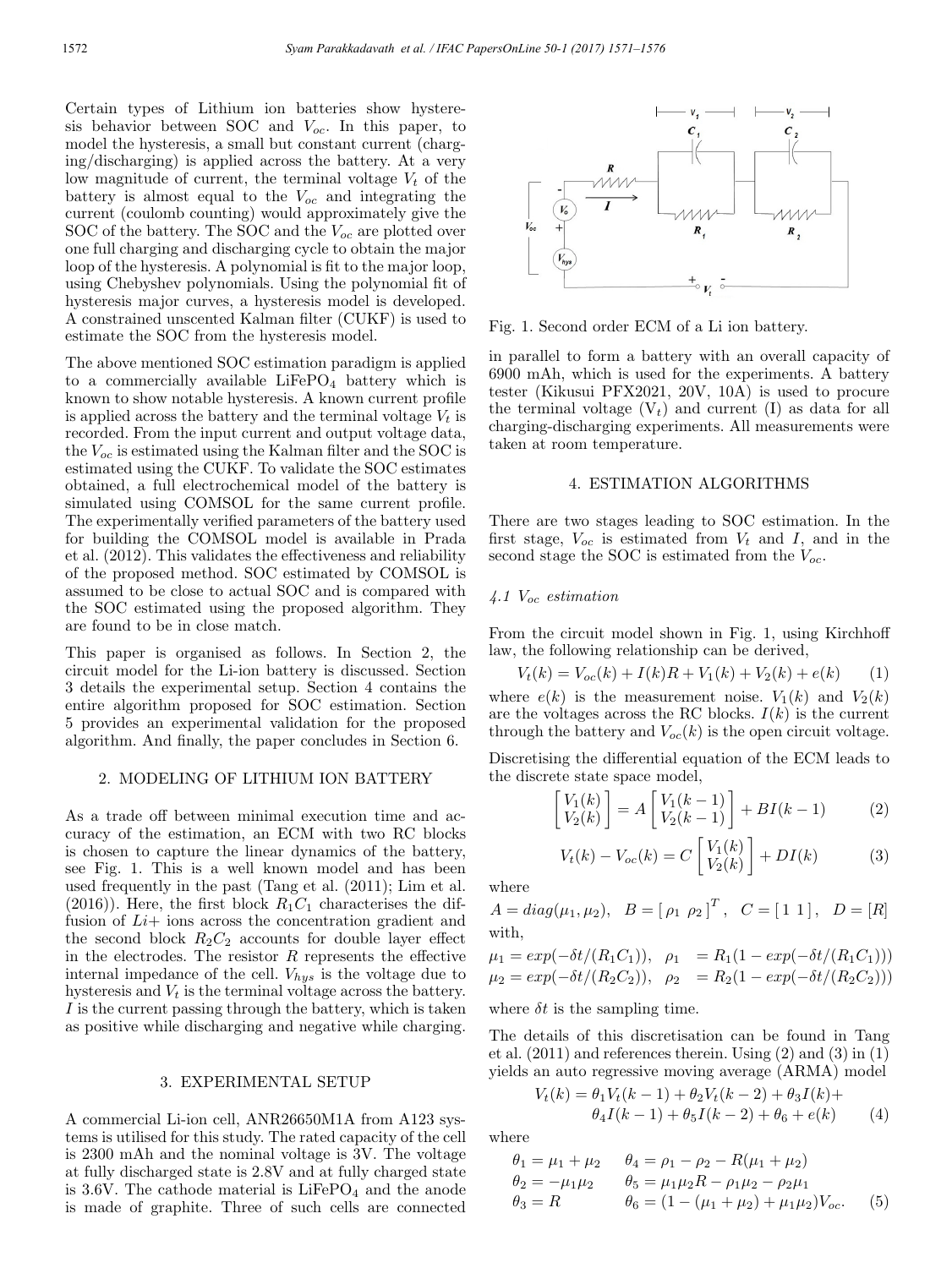Certain types of Lithium ion batteries show hysteresis behavior between SOC and $V_{oc}$. In this paper, to model the hysteresis, a small but constant current (charging/discharging) is applied across the battery. At a very low magnitude of current, the terminal voltage $V_t$ of the battery is almost equal to the $V_{oc}$ and integrating the current (coulomb counting) would approximately give the SOC of the battery. The SOC and the $V_{oc}$ are plotted over one full charging and discharging cycle to obtain the major loop of the hysteresis. A polynomial is fit to the major loop, using Chebyshev polynomials. Using the polynomial fit of hysteresis major curves, a hysteresis model is developed. A constrained unscented Kalman filter (CUKF) is used to estimate the SOC from the hysteresis model.

The above mentioned SOC estimation paradigm is applied to a commercially available $LiFePO_4$ battery which is known to show notable hysteresis. A known current profile is applied across the battery and the terminal voltage $V_t$ is recorded. From the input current and output voltage data, the $V_{oc}$ is estimated using the Kalman filter and the SOC is estimated using the CUKF. To validate the SOC estimates obtained, a full electrochemical model of the battery is simulated using COMSOL for the same current profile. The experimentally verified parameters of the battery used for building the COMSOL model is available in Prada et al. (2012). This validates the effectiveness and reliability of the proposed method. SOC estimated by COMSOL is assumed to be close to actual SOC and is compared with the SOC estimated using the proposed algorithm. They are found to be in close match.

This paper is organised as follows. In Section 2, the circuit model for the Li-ion battery is discussed. Section 3 details the experimental setup. Section 4 contains the entire algorithm proposed for SOC estimation. Section 5 provides an experimental validation for the proposed algorithm. And finally, the paper concludes in Section 6.

## 2. MODELING OF LITHIUM ION BATTERY

As a trade off between minimal execution time and accuracy of the estimation, an ECM with two RC blocks is chosen to capture the linear dynamics of the battery, see Fig. 1. This is a well known model and has been used frequently in the past (Tang et al. (2011); Lim et al. (2016)). Here, the first block $R_1C_1$ characterises the diffusion of $Li+$ ions across the concentration gradient and the second block $R_2C_2$ accounts for double layer effect in the electrodes. The resistor $R$ represents the effective internal impedance of the cell. $V_{hys}$ is the voltage due to hysteresis and $V_t$ is the terminal voltage across the battery. $I$ is the current passing through the battery, which is taken as positive while discharging and negative while charging.

## 3. EXPERIMENTAL SETUP

A commercial Li-ion cell, ANR26650M1A from A123 systems is utilised for this study. The rated capacity of the cell is 2300 mAh and the nominal voltage is 3V. The voltage at fully discharged state is 2.8V and at fully charged state is 3.6V. The cathode material is $LiFePO_4$ and the anode is made of graphite. Three of such cells are connected in parallel to form a battery with an overall capacity of 6900 mAh, which is used for the experiments. A battery tester (Kikusui PFX2021, 20V, 10A) is used to procure the terminal voltage ($V_t$) and current (I) as data for all charging-discharging experiments. All measurements were taken at room temperature.

Fig. 1. Second order ECM of a Li ion battery.

## 4. ESTIMATION ALGORITHMS

There are two stages leading to SOC estimation. In the first stage, $V_{oc}$ is estimated from $V_t$ and $I$, and in the second stage the SOC is estimated from the $V_{oc}$.

### *4.1 $V_{oc}$ estimation*

From the circuit model shown in Fig. 1, using Kirchhoff law, the following relationship can be derived,

$$V_t(k) = V_{oc}(k) + I(k)R + V_1(k) + V_2(k) + e(k) \tag{1}$$

where $e(k)$ is the measurement noise. $V_1(k)$ and $V_2(k)$ are the voltages across the RC blocks. $I(k)$ is the current through the battery and $V_{oc}(k)$ is the open circuit voltage.

Discretising the differential equation of the ECM leads to the discrete state space model,

$$\begin{bmatrix} V_1(k) \\ V_2(k) \end{bmatrix} = A \begin{bmatrix} V_1(k-1) \\ V_2(k-1) \end{bmatrix} + BI(k-1) \tag{2}$$

$$V_t(k) - V_{oc}(k) = C \begin{bmatrix} V_1(k) \\ V_2(k) \end{bmatrix} + DI(k) \tag{3}$$

where

$$A = diag(\mu_1, \mu_2), \quad B = [\,\rho_1 \;\; \rho_2\,]^T, \quad C = [\,1 \;\; 1\,], \quad D = [R]$$

with,

$$\mu_1 = exp(-\delta t/(R_1C_1)), \quad \rho_1 = R_1(1 - exp(-\delta t/(R_1C_1)))$$
$$\mu_2 = exp(-\delta t/(R_2C_2)), \quad \rho_2 = R_2(1 - exp(-\delta t/(R_2C_2)))$$

where $\delta t$ is the sampling time.

The details of this discretisation can be found in Tang et al. (2011) and references therein. Using (2) and (3) in (1) yields an auto regressive moving average (ARMA) model

$$V_t(k) = \theta_1 V_t(k-1) + \theta_2 V_t(k-2) + \theta_3 I(k) + \theta_4 I(k-1) + \theta_5 I(k-2) + \theta_6 + e(k) \tag{4}$$

where

$$\begin{aligned} \theta_1 &= \mu_1 + \mu_2 & \theta_4 &= \rho_1 - \rho_2 - R(\mu_1 + \mu_2) \\ \theta_2 &= -\mu_1\mu_2 & \theta_5 &= \mu_1\mu_2 R - \rho_1\mu_2 - \rho_2\mu_1 \\ \theta_3 &= R & \theta_6 &= (1 - (\mu_1 + \mu_2) + \mu_1\mu_2)V_{oc}. \end{aligned} \tag{5}$$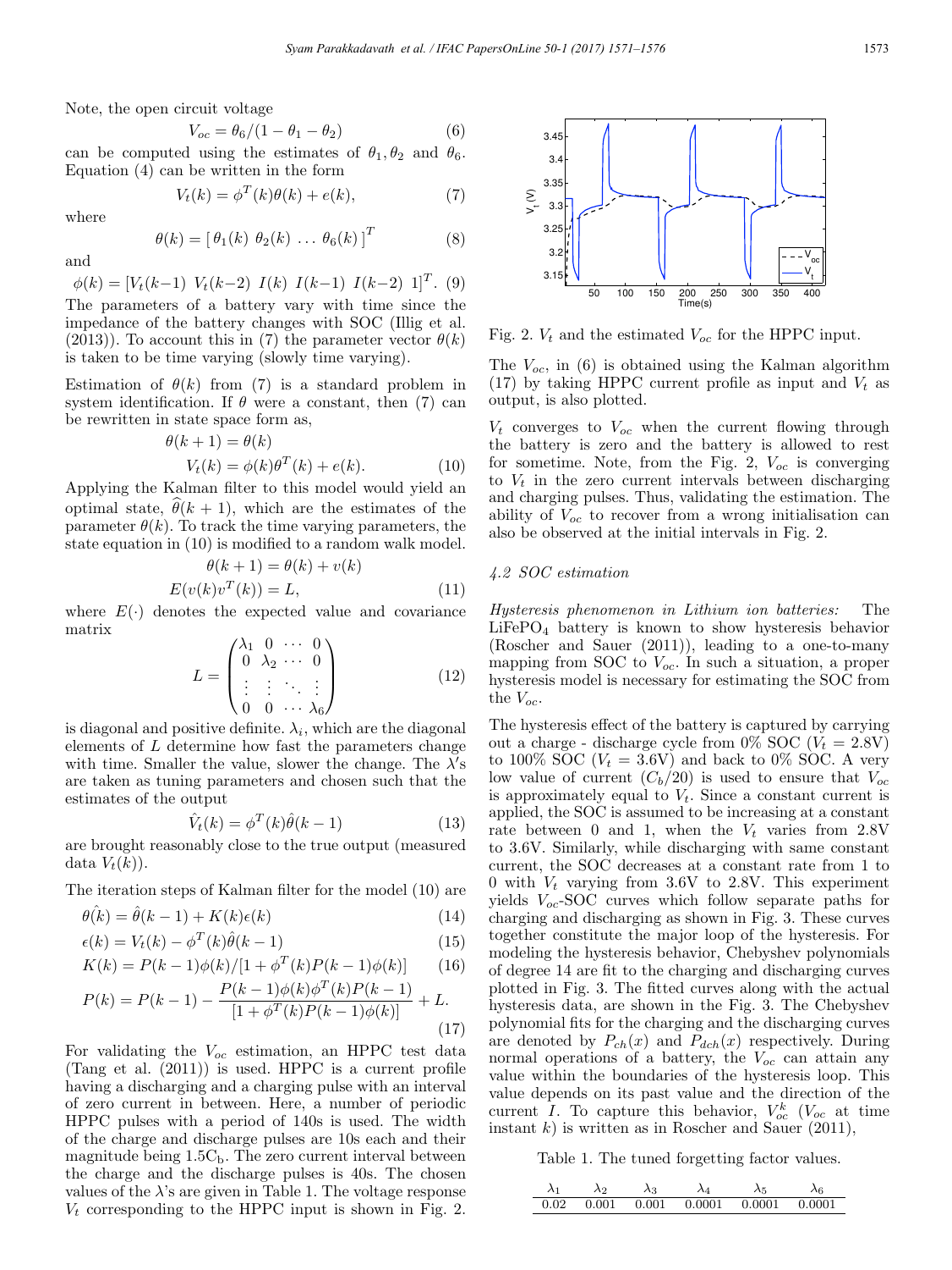Note, the open circuit voltage

$$V_{oc} = \theta_6/(1 - \theta_1 - \theta_2) \tag{6}$$

can be computed using the estimates of $\theta_1, \theta_2$ and $\theta_6$. Equation (4) can be written in the form

$$V_t(k) = \phi^T(k)\theta(k) + e(k), \tag{7}$$

where

$$\theta(k) = [\, \theta_1(k) \;\; \theta_2(k) \; \ldots \; \theta_6(k) \,]^T \tag{8}$$

and

$$\phi(k) = [V_t(k-1) \;\; V_t(k-2) \;\; I(k) \;\; I(k-1) \;\; I(k-2) \;\; 1]^T. \tag{9}$$

The parameters of a battery vary with time since the impedance of the battery changes with SOC (Illig et al. (2013)). To account this in (7) the parameter vector $\theta(k)$ is taken to be time varying (slowly time varying).

Estimation of $\theta(k)$ from (7) is a standard problem in system identification. If $\theta$ were a constant, then (7) can be rewritten in state space form as,

$$\begin{aligned} \theta(k+1) &= \theta(k) \\ V_t(k) &= \phi(k)\theta^T(k) + e(k). \end{aligned} \tag{10}$$

Applying the Kalman filter to this model would yield an optimal state, $\widehat{\theta}(k+1)$, which are the estimates of the parameter $\theta(k)$. To track the time varying parameters, the state equation in (10) is modified to a random walk model.

$$\begin{aligned} \theta(k+1) &= \theta(k) + v(k) \\ E(v(k)v^T(k)) &= L, \end{aligned} \tag{11}$$

where $E(\cdot)$ denotes the expected value and covariance matrix

$$L = \begin{pmatrix} \lambda_1 & 0 & \cdots & 0 \\ 0 & \lambda_2 & \cdots & 0 \\ \vdots & \vdots & \ddots & \vdots \\ 0 & 0 & \cdots & \lambda_6 \end{pmatrix} \tag{12}$$

is diagonal and positive definite. $\lambda_i$, which are the diagonal elements of $L$ determine how fast the parameters change with time. Smaller the value, slower the change. The $\lambda$'s are taken as tuning parameters and chosen such that the estimates of the output

$$\hat{V}_t(k) = \phi^T(k)\hat{\theta}(k-1) \tag{13}$$

are brought reasonably close to the true output (measured data $V_t(k)$).

The iteration steps of Kalman filter for the model (10) are

$$\hat{\theta(k)} = \hat{\theta}(k-1) + K(k)\epsilon(k) \tag{14}$$

$$\epsilon(k) = V_t(k) - \phi^T(k)\hat{\theta}(k-1) \tag{15}$$

$$K(k) = P(k-1)\phi(k)/[1 + \phi^T(k)P(k-1)\phi(k)] \tag{16}$$

$$P(k) = P(k-1) - \frac{P(k-1)\phi(k)\phi^T(k)P(k-1)}{[1 + \phi^T(k)P(k-1)\phi(k)]} + L. \tag{17}$$

For validating the $V_{oc}$ estimation, an HPPC test data (Tang et al. (2011)) is used. HPPC is a current profile having a discharging and a charging pulse with an interval of zero current in between. Here, a number of periodic HPPC pulses with a period of 140s is used. The width of the charge and discharge pulses are 10s each and their magnitude being $1.5C_b$. The zero current interval between the charge and the discharge pulses is 40s. The chosen values of the $\lambda$'s are given in Table 1. The voltage response $V_t$ corresponding to the HPPC input is shown in Fig. 2.

Fig. 2. $V_t$ and the estimated $V_{oc}$ for the HPPC input.

The $V_{oc}$, in (6) is obtained using the Kalman algorithm (17) by taking HPPC current profile as input and $V_t$ as output, is also plotted.

$V_t$ converges to $V_{oc}$ when the current flowing through the battery is zero and the battery is allowed to rest for sometime. Note, from the Fig. 2, $V_{oc}$ is converging to $V_t$ in the zero current intervals between discharging and charging pulses. Thus, validating the estimation. The ability of $V_{oc}$ to recover from a wrong initialisation can also be observed at the initial intervals in Fig. 2.

### *4.2 SOC estimation*

*Hysteresis phenomenon in Lithium ion batteries:* The $LiFePO_4$ battery is known to show hysteresis behavior (Roscher and Sauer (2011)), leading to a one-to-many mapping from SOC to $V_{oc}$. In such a situation, a proper hysteresis model is necessary for estimating the SOC from the $V_{oc}$.

The hysteresis effect of the battery is captured by carrying out a charge - discharge cycle from 0% SOC ($V_t = 2.8$V) to 100% SOC ($V_t = 3.6$V) and back to 0% SOC. A very low value of current ($C_b/20$) is used to ensure that $V_{oc}$ is approximately equal to $V_t$. Since a constant current is applied, the SOC is assumed to be increasing at a constant rate between 0 and 1, when the $V_t$ varies from 2.8V to 3.6V. Similarly, while discharging with same constant current, the SOC decreases at a constant rate from 1 to 0 with $V_t$ varying from 3.6V to 2.8V. This experiment yields $V_{oc}$-SOC curves which follow separate paths for charging and discharging as shown in Fig. 3. These curves together constitute the major loop of the hysteresis. For modeling the hysteresis behavior, Chebyshev polynomials of degree 14 are fit to the charging and discharging curves plotted in Fig. 3. The fitted curves along with the actual hysteresis data, are shown in the Fig. 3. The Chebyshev polynomial fits for the charging and the discharging curves are denoted by $P_{ch}(x)$ and $P_{dch}(x)$ respectively. During normal operations of a battery, the $V_{oc}$ can attain any value within the boundaries of the hysteresis loop. This value depends on its past value and the direction of the current $I$. To capture this behavior, $V_{oc}^k$ ($V_{oc}$ at time instant $k$) is written as in Roscher and Sauer (2011),

Table 1. The tuned forgetting factor values.

| $\lambda_1$ | $\lambda_2$ | $\lambda_3$ | $\lambda_4$ | $\lambda_5$ | $\lambda_6$ |
|---|---|---|---|---|---|
| 0.02 | 0.001 | 0.001 | 0.0001 | 0.0001 | 0.0001 |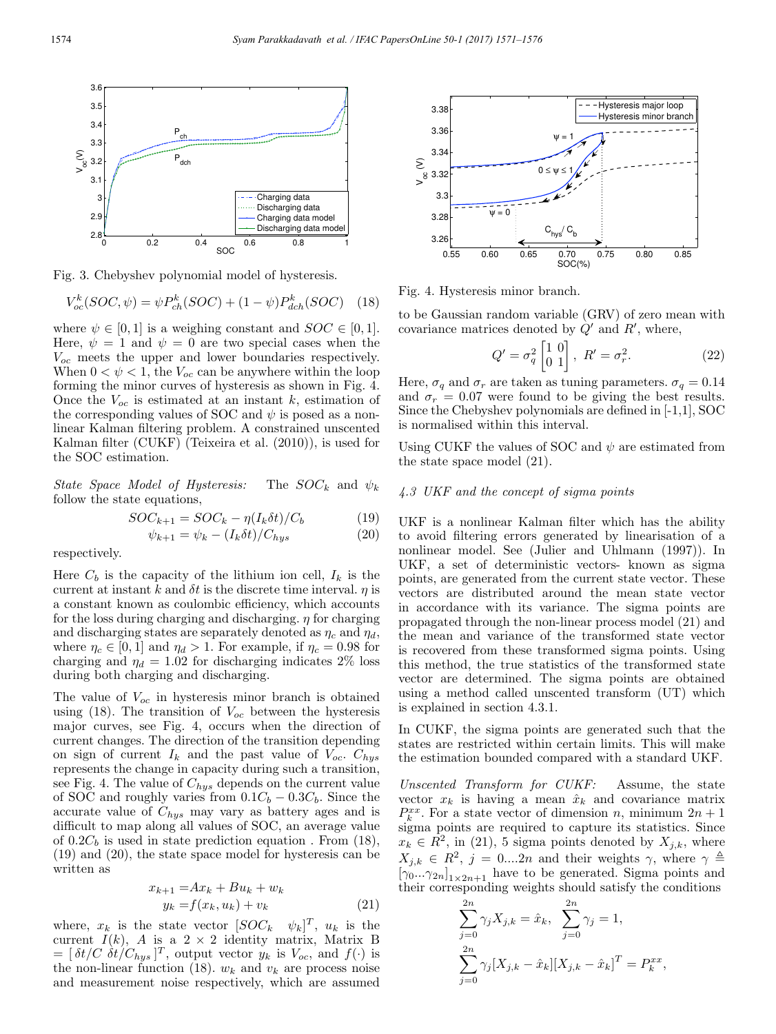Fig. 3. Chebyshev polynomial model of hysteresis.

$$V_{oc}^{k}(SOC,\psi) = \psi P_{ch}^{k}(SOC) + (1-\psi)P_{dch}^{k}(SOC) \quad (18)$$

where $\psi \in [0,1]$ is a weighing constant and $SOC \in [0,1]$. Here, $\psi = 1$ and $\psi = 0$ are two special cases when the $V_{oc}$ meets the upper and lower boundaries respectively. When $0 < \psi < 1$, the $V_{oc}$ can be anywhere within the loop forming the minor curves of hysteresis as shown in Fig. 4. Once the $V_{oc}$ is estimated at an instant $k$, estimation of the corresponding values of SOC and $\psi$ is posed as a non-linear Kalman filtering problem. A constrained unscented Kalman filter (CUKF) (Teixeira et al. (2010)), is used for the SOC estimation.

*State Space Model of Hysteresis:* The $SOC_k$ and $\psi_k$ follow the state equations,

$$SOC_{k+1} = SOC_k - \eta(I_k \delta t)/C_b \quad (19)$$

$$\psi_{k+1} = \psi_k - (I_k \delta t)/C_{hys} \quad (20)$$

respectively.

Here $C_b$ is the capacity of the lithium ion cell, $I_k$ is the current at instant $k$ and $\delta t$ is the discrete time interval. $\eta$ is a constant known as coulombic efficiency, which accounts for the loss during charging and discharging. $\eta$ for charging and discharging states are separately denoted as $\eta_c$ and $\eta_d$, where $\eta_c \in [0,1]$ and $\eta_d > 1$. For example, if $\eta_c = 0.98$ for charging and $\eta_d = 1.02$ for discharging indicates 2% loss during both charging and discharging.

The value of $V_{oc}$ in hysteresis minor branch is obtained using (18). The transition of $V_{oc}$ between the hysteresis major curves, see Fig. 4, occurs when the direction of current changes. The direction of the transition depending on sign of current $I_k$ and the past value of $V_{oc}$. $C_{hys}$ represents the change in capacity during such a transition, see Fig. 4. The value of $C_{hys}$ depends on the current value of SOC and roughly varies from $0.1C_b - 0.3C_b$. Since the accurate value of $C_{hys}$ may vary as battery ages and is difficult to map along all values of SOC, an average value of $0.2C_b$ is used in state prediction equation . From (18), (19) and (20), the state space model for hysteresis can be written as

$$\begin{aligned} x_{k+1} &= Ax_k + Bu_k + w_k \\ y_k &= f(x_k, u_k) + v_k \end{aligned} \quad (21)$$

where, $x_k$ is the state vector $[SOC_k \quad \psi_k]^T$, $u_k$ is the current $I(k)$, $A$ is a $2 \times 2$ identity matrix, Matrix B $= [\,\delta t/C \;\; \delta t/C_{hys}\,]^T$, output vector $y_k$ is $V_{oc}$, and $f(\cdot)$ is the non-linear function (18). $w_k$ and $v_k$ are process noise and measurement noise respectively, which are assumed to be Gaussian random variable (GRV) of zero mean with covariance matrices denoted by $Q'$ and $R'$, where,

$$Q' = \sigma_q^2 \begin{bmatrix} 1 & 0 \\ 0 & 1 \end{bmatrix}, \; R' = \sigma_r^2. \quad (22)$$

Fig. 4. Hysteresis minor branch.

Here, $\sigma_q$ and $\sigma_r$ are taken as tuning parameters. $\sigma_q = 0.14$ and $\sigma_r = 0.07$ were found to be giving the best results. Since the Chebyshev polynomials are defined in [-1,1], SOC is normalised within this interval.

Using CUKF the values of SOC and $\psi$ are estimated from the state space model (21).

### 4.3 UKF and the concept of sigma points

UKF is a nonlinear Kalman filter which has the ability to avoid filtering errors generated by linearisation of a nonlinear model. See (Julier and Uhlmann (1997)). In UKF, a set of deterministic vectors- known as sigma points, are generated from the current state vector. These vectors are distributed around the mean state vector in accordance with its variance. The sigma points are propagated through the non-linear process model (21) and the mean and variance of the transformed state vector is recovered from these transformed sigma points. Using this method, the true statistics of the transformed state vector are determined. The sigma points are obtained using a method called unscented transform (UT) which is explained in section 4.3.1.

In CUKF, the sigma points are generated such that the states are restricted within certain limits. This will make the estimation bounded compared with a standard UKF.

*Unscented Transform for CUKF:* Assume, the state vector $x_k$ is having a mean $\hat{x}_k$ and covariance matrix $P_k^{xx}$. For a state vector of dimension $n$, minimum $2n+1$ sigma points are required to capture its statistics. Since $x_k \in R^2$, in (21), 5 sigma points denoted by $X_{j,k}$, where $X_{j,k} \in R^2$, $j = 0....2n$ and their weights $\gamma$, where $\gamma \triangleq [\gamma_0 ... \gamma_{2n}]_{1\times 2n+1}$ have to be generated. Sigma points and their corresponding weights should satisfy the conditions

$$\sum_{j=0}^{2n} \gamma_j X_{j,k} = \hat{x}_k, \;\; \sum_{j=0}^{2n} \gamma_j = 1,$$

$$\sum_{j=0}^{2n} \gamma_j [X_{j,k} - \hat{x}_k][X_{j,k} - \hat{x}_k]^T = P_k^{xx},$$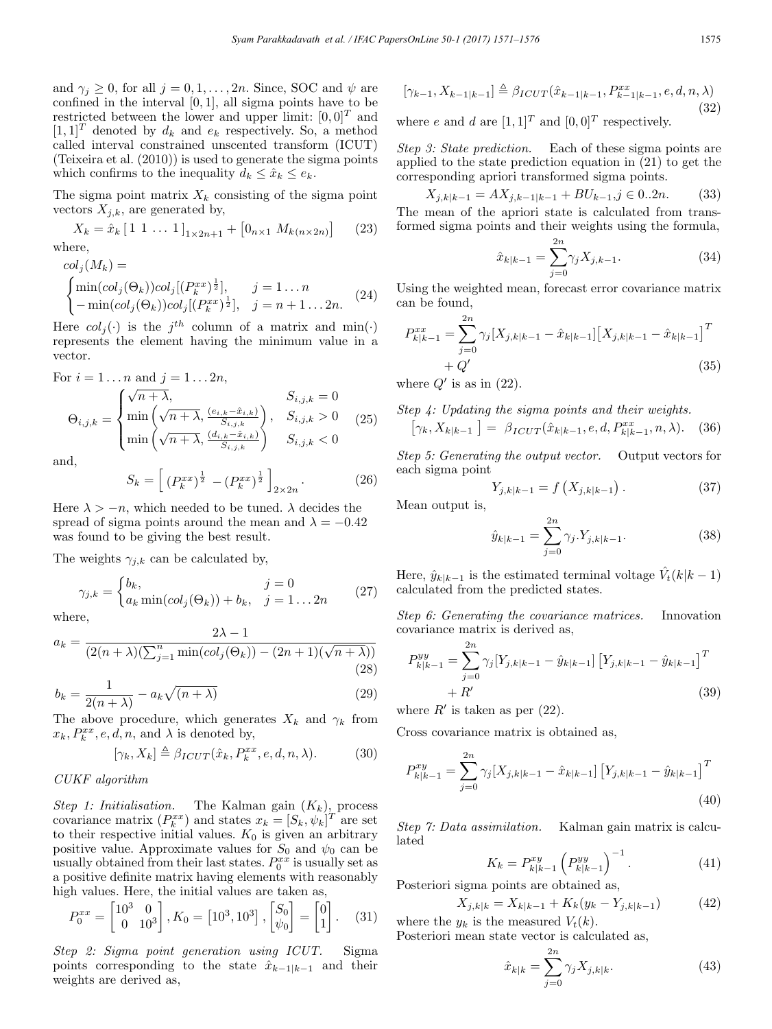and $\gamma_j \geq 0$, for all $j = 0, 1, \ldots, 2n$. Since, SOC and $\psi$ are confined in the interval $[0, 1]$, all sigma points have to be restricted between the lower and upper limit: $[0, 0]^T$ and $[1, 1]^T$ denoted by $d_k$ and $e_k$ respectively. So, a method called interval constrained unscented transform (ICUT) (Teixeira et al. (2010)) is used to generate the sigma points which confirms to the inequality $d_k \leq \hat{x}_k \leq e_k$.

The sigma point matrix $X_k$ consisting of the sigma point vectors $X_{j,k}$, are generated by,

$$X_k = \hat{x}_k \left[ 1 \ 1 \ \ldots \ 1 \right]_{1 \times 2n+1} + \left[ 0_{n \times 1} \ M_{k(n \times 2n)} \right] \tag{23}$$

where,

$$col_j(M_k) = \begin{cases} \min(col_j(\Theta_k)) col_j[(P_k^{xx})^{\frac{1}{2}}], & j = 1 \ldots n \\ -\min(col_j(\Theta_k)) col_j[(P_k^{xx})^{\frac{1}{2}}], & j = n+1 \ldots 2n. \end{cases} \tag{24}$$

Here $col_j(\cdot)$ is the $j^{th}$ column of a matrix and $\min(\cdot)$ represents the element having the minimum value in a vector.

For $i = 1 \ldots n$ and $j = 1 \ldots 2n$,

$$\Theta_{i,j,k} = \begin{cases} \sqrt{n + \lambda}, & S_{i,j,k} = 0 \\ \min\left( \sqrt{n + \lambda}, \frac{(e_{i,k} - \hat{x}_{i,k})}{S_{i,j,k}} \right), & S_{i,j,k} > 0 \\ \min\left( \sqrt{n + \lambda}, \frac{(d_{i,k} - \hat{x}_{i,k})}{S_{i,j,k}} \right) & S_{i,j,k} < 0 \end{cases} \tag{25}$$

and,

$$S_k = \left[ \ (P_k^{xx})^{\frac{1}{2}} \ -(P_k^{xx})^{\frac{1}{2}} \ \right]_{2 \times 2n}. \tag{26}$$

Here $\lambda > -n$, which needed to be tuned. $\lambda$ decides the spread of sigma points around the mean and $\lambda = -0.42$ was found to be giving the best result.

The weights $\gamma_{j,k}$ can be calculated by,

$$\gamma_{j,k} = \begin{cases} b_k, & j = 0 \\ a_k \min(col_j(\Theta_k)) + b_k, & j = 1 \ldots 2n \end{cases} \tag{27}$$

where,

$$a_k = \frac{2\lambda - 1}{(2(n+\lambda)(\sum_{j=1}^{n} \min(col_j(\Theta_k)) - (2n+1)(\sqrt{n+\lambda}))} \tag{28}$$

$$b_k = \frac{1}{2(n+\lambda)} - a_k \sqrt{(n+\lambda)} \tag{29}$$

The above procedure, which generates $X_k$ and $\gamma_k$ from $x_k, P_k^{xx}, e, d, n$, and $\lambda$ is denoted by,

$$[\gamma_k, X_k] \triangleq \beta_{ICUT}(\hat{x}_k, P_k^{xx}, e, d, n, \lambda). \tag{30}$$

*CUKF algorithm*

*Step 1: Initialisation.* The Kalman gain ($K_k$), process covariance matrix ($P_k^{xx}$) and states $x_k = [S_k, \psi_k]^T$ are set to their respective initial values. $K_0$ is given an arbitrary positive value. Approximate values for $S_0$ and $\psi_0$ can be usually obtained from their last states. $P_0^{xx}$ is usually set as a positive definite matrix having elements with reasonably high values. Here, the initial values are taken as,

$$P_0^{xx} = \begin{bmatrix} 10^3 & 0 \\ 0 & 10^3 \end{bmatrix}, K_0 = \left[ 10^3, 10^3 \right], \begin{bmatrix} S_0 \\ \psi_0 \end{bmatrix} = \begin{bmatrix} 0 \\ 1 \end{bmatrix}. \tag{31}$$

*Step 2: Sigma point generation using ICUT.* Sigma points corresponding to the state $\hat{x}_{k-1|k-1}$ and their weights are derived as,

$$[\gamma_{k-1}, X_{k-1|k-1}] \triangleq \beta_{ICUT}(\hat{x}_{k-1|k-1}, P_{k-1|k-1}^{xx}, e, d, n, \lambda) \tag{32}$$

where $e$ and $d$ are $[1, 1]^T$ and $[0, 0]^T$ respectively.

*Step 3: State prediction.* Each of these sigma points are applied to the state prediction equation in (21) to get the corresponding apriori transformed sigma points.

$$X_{j,k|k-1} = AX_{j,k-1|k-1} + BU_{k-1}, j \in 0..2n. \tag{33}$$

The mean of the apriori state is calculated from transformed sigma points and their weights using the formula,

$$\hat{x}_{k|k-1} = \sum_{j=0}^{2n} \gamma_j X_{j,k-1}. \tag{34}$$

Using the weighted mean, forecast error covariance matrix can be found,

$$P_{k|k-1}^{xx} = \sum_{j=0}^{2n} \gamma_j [X_{j,k|k-1} - \hat{x}_{k|k-1}] \left[ X_{j,k|k-1} - \hat{x}_{k|k-1} \right]^T + Q' \tag{35}$$

where $Q'$ is as in (22).

*Step 4: Updating the sigma points and their weights.*

$$\left[ \gamma_k, X_{k|k-1} \ \right] = \ \beta_{ICUT}(\hat{x}_{k|k-1}, e, d, P_{k|k-1}^{xx}, n, \lambda). \tag{36}$$

*Step 5: Generating the output vector.* Output vectors for each sigma point

$$Y_{j,k|k-1} = f\left( X_{j,k|k-1} \right). \tag{37}$$

Mean output is,

$$\hat{y}_{k|k-1} = \sum_{j=0}^{2n} \gamma_j . Y_{j,k|k-1}. \tag{38}$$

Here, $\hat{y}_{k|k-1}$ is the estimated terminal voltage $\hat{V}_t(k|k-1)$ calculated from the predicted states.

*Step 6: Generating the covariance matrices.* Innovation covariance matrix is derived as,

$$P_{k|k-1}^{yy} = \sum_{j=0}^{2n} \gamma_j [Y_{j,k|k-1} - \hat{y}_{k|k-1}] \left[ Y_{j,k|k-1} - \hat{y}_{k|k-1} \right]^T + R' \tag{39}$$

where $R'$ is taken as per (22).

Cross covariance matrix is obtained as,

$$P_{k|k-1}^{xy} = \sum_{j=0}^{2n} \gamma_j [X_{j,k|k-1} - \hat{x}_{k|k-1}] \left[ Y_{j,k|k-1} - \hat{y}_{k|k-1} \right]^T \tag{40}$$

*Step 7: Data assimilation.* Kalman gain matrix is calculated

$$K_k = P_{k|k-1}^{xy} \left( P_{k|k-1}^{yy} \right)^{-1}. \tag{41}$$

Posteriori sigma points are obtained as,

$$X_{j,k|k} = X_{k|k-1} + K_k (y_k - Y_{j,k|k-1}) \tag{42}$$

where the $y_k$ is the measured $V_t(k)$.

Posteriori mean state vector is calculated as,

$$\hat{x}_{k|k} = \sum_{j=0}^{2n} \gamma_j X_{j,k|k}. \tag{43}$$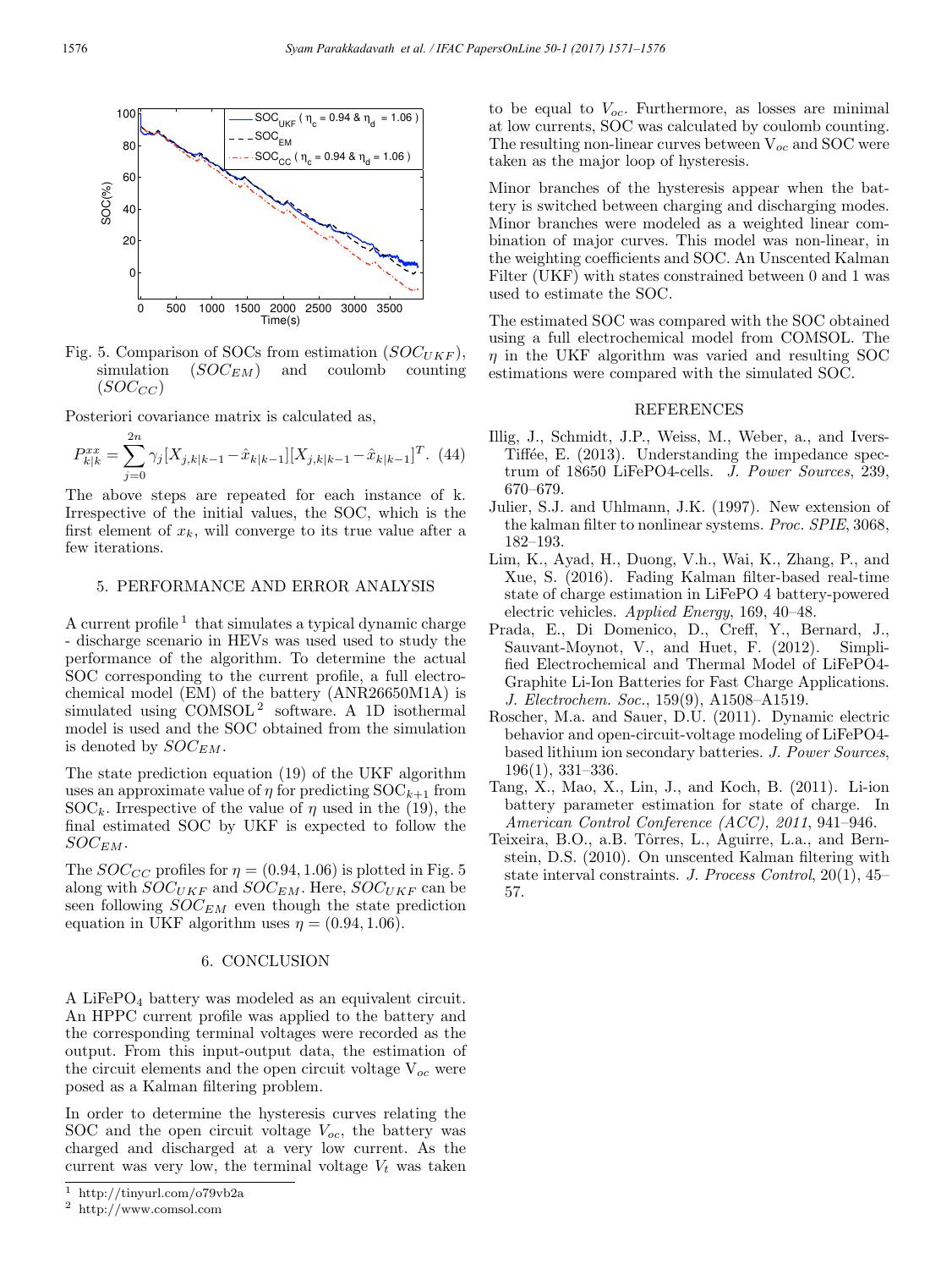100
80
60
40
20
0
SOC(%)
0 500 1000 1500 2000 2500 3000 3500
Time(s)
SOC_UKF ( η_c = 0.94 & η_d = 1.06 )
SOC_EM
SOC_CC ( η_c = 0.94 & η_d = 1.06 )

Fig. 5. Comparison of SOCs from estimation ($SOC_{UKF}$), simulation ($SOC_{EM}$) and coulomb counting ($SOC_{CC}$)

Posteriori covariance matrix is calculated as,

$$P^{xx}_{k|k} = \sum_{j=0}^{2n} \gamma_j [X_{j,k|k-1} - \hat{x}_{k|k-1}][X_{j,k|k-1} - \hat{x}_{k|k-1}]^T. \quad (44)$$

The above steps are repeated for each instance of k. Irrespective of the initial values, the SOC, which is the first element of $x_k$, will converge to its true value after a few iterations.

## 5. PERFORMANCE AND ERROR ANALYSIS

A current profile[1] that simulates a typical dynamic charge - discharge scenario in HEVs was used used to study the performance of the algorithm. To determine the actual SOC corresponding to the current profile, a full electrochemical model (EM) of the battery (ANR26650M1A) is simulated using COMSOL[2] software. A 1D isothermal model is used and the SOC obtained from the simulation is denoted by $SOC_{EM}$.

The state prediction equation (19) of the UKF algorithm uses an approximate value of $\eta$ for predicting $SOC_{k+1}$ from $SOC_k$. Irrespective of the value of $\eta$ used in the (19), the final estimated SOC by UKF is expected to follow the $SOC_{EM}$.

The $SOC_{CC}$ profiles for $\eta = (0.94, 1.06)$ is plotted in Fig. 5 along with $SOC_{UKF}$ and $SOC_{EM}$. Here, $SOC_{UKF}$ can be seen following $SOC_{EM}$ even though the state prediction equation in UKF algorithm uses $\eta = (0.94, 1.06)$.

## 6. CONCLUSION

A $LiFePO_4$ battery was modeled as an equivalent circuit. An HPPC current profile was applied to the battery and the corresponding terminal voltages were recorded as the output. From this input-output data, the estimation of the circuit elements and the open circuit voltage $V_{oc}$ were posed as a Kalman filtering problem.

In order to determine the hysteresis curves relating the SOC and the open circuit voltage $V_{oc}$, the battery was charged and discharged at a very low current. As the current was very low, the terminal voltage $V_t$ was taken to be equal to $V_{oc}$. Furthermore, as losses are minimal at low currents, SOC was calculated by coulomb counting. The resulting non-linear curves between $V_{oc}$ and SOC were taken as the major loop of hysteresis.

Minor branches of the hysteresis appear when the battery is switched between charging and discharging modes. Minor branches were modeled as a weighted linear combination of major curves. This model was non-linear, in the weighting coefficients and SOC. An Unscented Kalman Filter (UKF) with states constrained between 0 and 1 was used to estimate the SOC.

The estimated SOC was compared with the SOC obtained using a full electrochemical model from COMSOL. The $\eta$ in the UKF algorithm was varied and resulting SOC estimations were compared with the simulated SOC.

## REFERENCES

Illig, J., Schmidt, J.P., Weiss, M., Weber, a., and Ivers-Tiffée, E. (2013). Understanding the impedance spectrum of 18650 LiFePO4-cells. *J. Power Sources*, 239, 670–679.

Julier, S.J. and Uhlmann, J.K. (1997). New extension of the kalman filter to nonlinear systems. *Proc. SPIE*, 3068, 182–193.

Lim, K., Ayad, H., Duong, V.h., Wai, K., Zhang, P., and Xue, S. (2016). Fading Kalman filter-based real-time state of charge estimation in LiFePO 4 battery-powered electric vehicles. *Applied Energy*, 169, 40–48.

Prada, E., Di Domenico, D., Creff, Y., Bernard, J., Sauvant-Moynot, V., and Huet, F. (2012). Simplified Electrochemical and Thermal Model of LiFePO4-Graphite Li-Ion Batteries for Fast Charge Applications. *J. Electrochem. Soc.*, 159(9), A1508–A1519.

Roscher, M.a. and Sauer, D.U. (2011). Dynamic electric behavior and open-circuit-voltage modeling of LiFePO4-based lithium ion secondary batteries. *J. Power Sources*, 196(1), 331–336.

Tang, X., Mao, X., Lin, J., and Koch, B. (2011). Li-ion battery parameter estimation for state of charge. In *American Control Conference (ACC), 2011*, 941–946.

Teixeira, B.O., a.B. Tôrres, L., Aguirre, L.a., and Bernstein, D.S. (2010). On unscented Kalman filtering with state interval constraints. *J. Process Control*, 20(1), 45–57.

[1] http://tinyurl.com/o79vb2a

[2] http://www.comsol.com